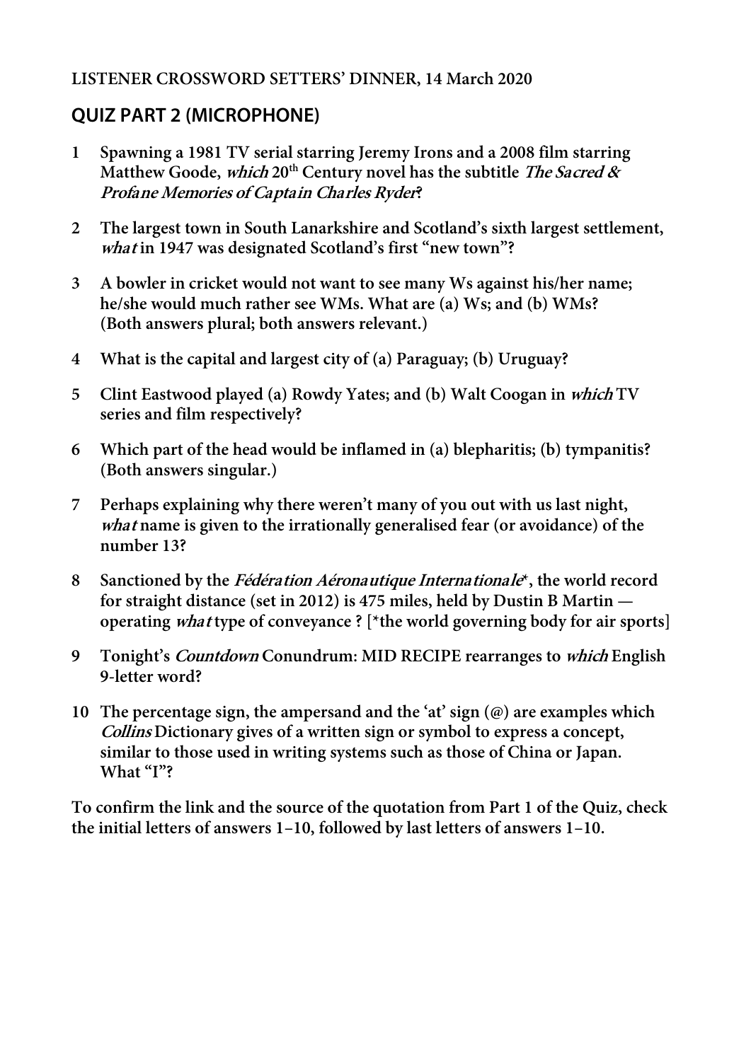**LISTENER CROSSWORD SETTERS' DINNER, 14 March 2020**

## QUIZ PART 2 (MICROPHONE)

1. **Spawning a 1981 TV serial starring Jeremy Irons and a 2008 film starring Matthew Goode, *which* 20th Century novel has the subtitle *The Sacred & Profane Memories of Captain Charles Ryder*?**

2. **The largest town in South Lanarkshire and Scotland's sixth largest settlement, *what* in 1947 was designated Scotland's first "new town"?**

3. **A bowler in cricket would not want to see many Ws against his/her name; he/she would much rather see WMs. What are (a) Ws; and (b) WMs? (Both answers plural; both answers relevant.)**

4. **What is the capital and largest city of (a) Paraguay; (b) Uruguay?**

5. **Clint Eastwood played (a) Rowdy Yates; and (b) Walt Coogan in *which* TV series and film respectively?**

6. **Which part of the head would be inflamed in (a) blepharitis; (b) tympanitis? (Both answers singular.)**

7. **Perhaps explaining why there weren't many of you out with us last night, *what* name is given to the irrationally generalised fear (or avoidance) of the number 13?**

8. **Sanctioned by the *Fédération Aéronautique Internationale*\*, the world record for straight distance (set in 2012) is 475 miles, held by Dustin B Martin — operating *what* type of conveyance ? [\*the world governing body for air sports]**

9. **Tonight's *Countdown* Conundrum: MID RECIPE rearranges to *which* English 9-letter word?**

10. **The percentage sign, the ampersand and the 'at' sign (@) are examples which *Collins* Dictionary gives of a written sign or symbol to express a concept, similar to those used in writing systems such as those of China or Japan. What "I"?**

**To confirm the link and the source of the quotation from Part 1 of the Quiz, check the initial letters of answers 1–10, followed by last letters of answers 1–10.**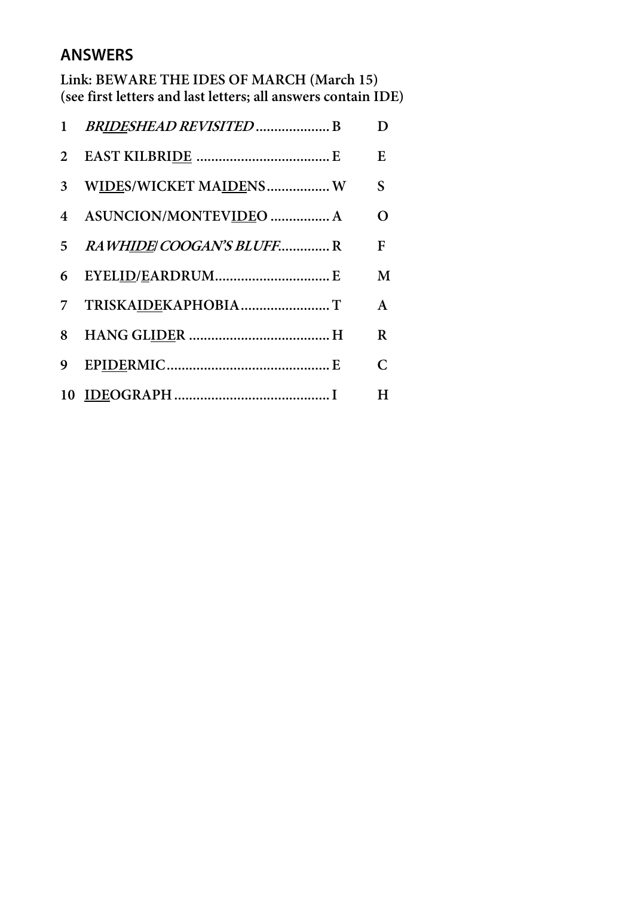## ANSWERS

**Link: BEWARE THE IDES OF MARCH (March 15)**
**(see first letters and last letters; all answers contain IDE)**

| | | | |
|---|---|---|---|
| **1** | ***BRIDESHEAD REVISITED*** | **B** | **D** |
| **2** | **EAST KILBRIDE** | **E** | **E** |
| **3** | **WIDES/WICKET MAIDENS** | **W** | **S** |
| **4** | **ASUNCION/MONTEVIDEO** | **A** | **O** |
| **5** | ***RAWHIDE/COOGAN'S BLUFF*** | **R** | **F** |
| **6** | **EYELID/EARDRUM** | **E** | **M** |
| **7** | **TRISKAIDEKAPHOBIA** | **T** | **A** |
| **8** | **HANG GLIDER** | **H** | **R** |
| **9** | **EPIDERMIC** | **E** | **C** |
| **10** | **IDEOGRAPH** | **I** | **H** |